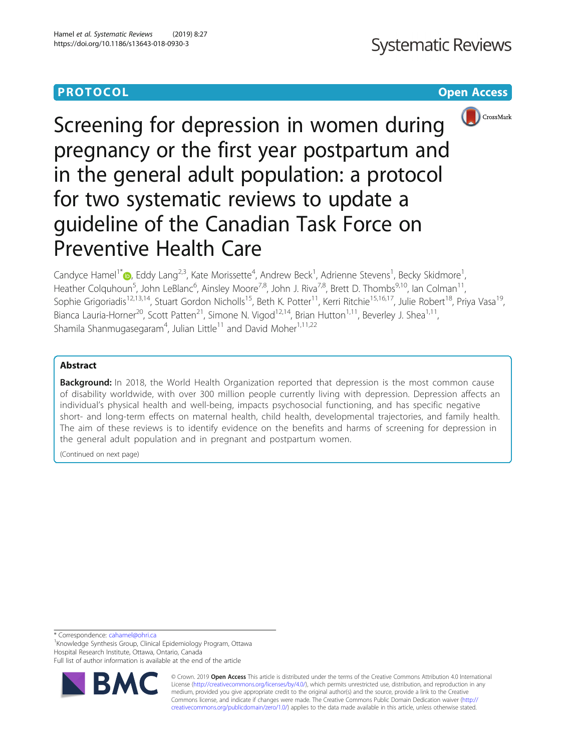PROTOCOL

Open Access

# Screening for depression in women during pregnancy or the first year postpartum and in the general adult population: a protocol for two systematic reviews to update a guideline of the Canadian Task Force on Preventive Health Care

Candyce Hamel[1*], Eddy Lang[2,3], Kate Morissette[4], Andrew Beck[1], Adrienne Stevens[1], Becky Skidmore[1], Heather Colquhoun[5], John LeBlanc[6], Ainsley Moore[7,8], John J. Riva[7,8], Brett D. Thombs[9,10], Ian Colman[11], Sophie Grigoriadis[12,13,14], Stuart Gordon Nicholls[15], Beth K. Potter[11], Kerri Ritchie[15,16,17], Julie Robert[18], Priya Vasa[19], Bianca Lauria-Horner[20], Scott Patten[21], Simone N. Vigod[12,14], Brian Hutton[1,11], Beverley J. Shea[1,11], Shamila Shanmugasegaram[4], Julian Little[11] and David Moher[1,11,22]

## Abstract

**Background:** In 2018, the World Health Organization reported that depression is the most common cause of disability worldwide, with over 300 million people currently living with depression. Depression affects an individual's physical health and well-being, impacts psychosocial functioning, and has specific negative short- and long-term effects on maternal health, child health, developmental trajectories, and family health. The aim of these reviews is to identify evidence on the benefits and harms of screening for depression in the general adult population and in pregnant and postpartum women.

(Continued on next page)

---

* Correspondence: cahamel@ohri.ca
[1]Knowledge Synthesis Group, Clinical Epidemiology Program, Ottawa Hospital Research Institute, Ottawa, Ontario, Canada
Full list of author information is available at the end of the article

© Crown. 2019 **Open Access** This article is distributed under the terms of the Creative Commons Attribution 4.0 International License (http://creativecommons.org/licenses/by/4.0/), which permits unrestricted use, distribution, and reproduction in any medium, provided you give appropriate credit to the original author(s) and the source, provide a link to the Creative Commons license, and indicate if changes were made. The Creative Commons Public Domain Dedication waiver (http://creativecommons.org/publicdomain/zero/1.0/) applies to the data made available in this article, unless otherwise stated.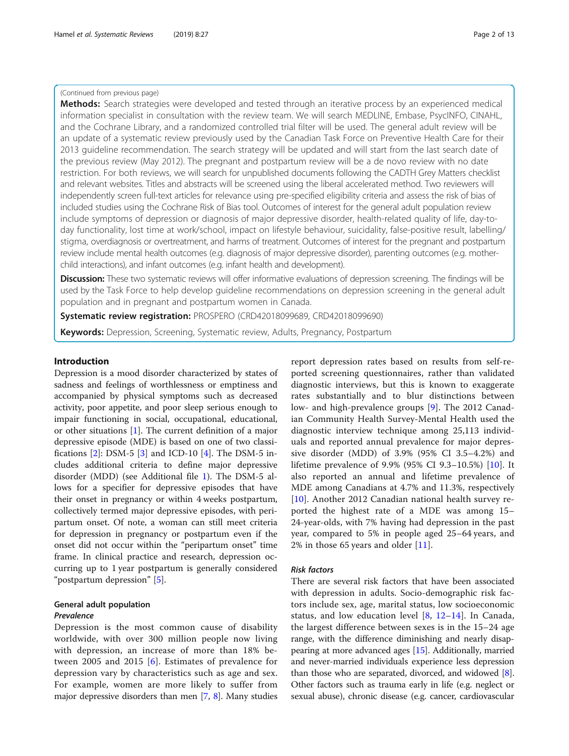(Continued from previous page)

**Methods:** Search strategies were developed and tested through an iterative process by an experienced medical information specialist in consultation with the review team. We will search MEDLINE, Embase, PsycINFO, CINAHL, and the Cochrane Library, and a randomized controlled trial filter will be used. The general adult review will be an update of a systematic review previously used by the Canadian Task Force on Preventive Health Care for their 2013 guideline recommendation. The search strategy will be updated and will start from the last search date of the previous review (May 2012). The pregnant and postpartum review will be a de novo review with no date restriction. For both reviews, we will search for unpublished documents following the CADTH Grey Matters checklist and relevant websites. Titles and abstracts will be screened using the liberal accelerated method. Two reviewers will independently screen full-text articles for relevance using pre-specified eligibility criteria and assess the risk of bias of included studies using the Cochrane Risk of Bias tool. Outcomes of interest for the general adult population review include symptoms of depression or diagnosis of major depressive disorder, health-related quality of life, day-to-day functionality, lost time at work/school, impact on lifestyle behaviour, suicidality, false-positive result, labelling/stigma, overdiagnosis or overtreatment, and harms of treatment. Outcomes of interest for the pregnant and postpartum review include mental health outcomes (e.g. diagnosis of major depressive disorder), parenting outcomes (e.g. mother-child interactions), and infant outcomes (e.g. infant health and development).

**Discussion:** These two systematic reviews will offer informative evaluations of depression screening. The findings will be used by the Task Force to help develop guideline recommendations on depression screening in the general adult population and in pregnant and postpartum women in Canada.

**Systematic review registration:** PROSPERO (CRD42018099689, CRD42018099690)

**Keywords:** Depression, Screening, Systematic review, Adults, Pregnancy, Postpartum

## Introduction

Depression is a mood disorder characterized by states of sadness and feelings of worthlessness or emptiness and accompanied by physical symptoms such as decreased activity, poor appetite, and poor sleep serious enough to impair functioning in social, occupational, educational, or other situations [1]. The current definition of a major depressive episode (MDE) is based on one of two classifications [2]: DSM-5 [3] and ICD-10 [4]. The DSM-5 includes additional criteria to define major depressive disorder (MDD) (see Additional file 1). The DSM-5 allows for a specifier for depressive episodes that have their onset in pregnancy or within 4 weeks postpartum, collectively termed major depressive episodes, with peripartum onset. Of note, a woman can still meet criteria for depression in pregnancy or postpartum even if the onset did not occur within the "peripartum onset" time frame. In clinical practice and research, depression occurring up to 1 year postpartum is generally considered "postpartum depression" [5].

### General adult population

#### *Prevalence*

Depression is the most common cause of disability worldwide, with over 300 million people now living with depression, an increase of more than 18% between 2005 and 2015 [6]. Estimates of prevalence for depression vary by characteristics such as age and sex. For example, women are more likely to suffer from major depressive disorders than men [7, 8]. Many studies report depression rates based on results from self-reported screening questionnaires, rather than validated diagnostic interviews, but this is known to exaggerate rates substantially and to blur distinctions between low- and high-prevalence groups [9]. The 2012 Canadian Community Health Survey-Mental Health used the diagnostic interview technique among 25,113 individuals and reported annual prevalence for major depressive disorder (MDD) of 3.9% (95% CI 3.5–4.2%) and lifetime prevalence of 9.9% (95% CI 9.3–10.5%) [10]. It also reported an annual and lifetime prevalence of MDE among Canadians at 4.7% and 11.3%, respectively [10]. Another 2012 Canadian national health survey reported the highest rate of a MDE was among 15–24-year-olds, with 7% having had depression in the past year, compared to 5% in people aged 25–64 years, and 2% in those 65 years and older [11].

#### *Risk factors*

There are several risk factors that have been associated with depression in adults. Socio-demographic risk factors include sex, age, marital status, low socioeconomic status, and low education level [8, 12–14]. In Canada, the largest difference between sexes is in the 15–24 age range, with the difference diminishing and nearly disappearing at more advanced ages [15]. Additionally, married and never-married individuals experience less depression than those who are separated, divorced, and widowed [8]. Other factors such as trauma early in life (e.g. neglect or sexual abuse), chronic disease (e.g. cancer, cardiovascular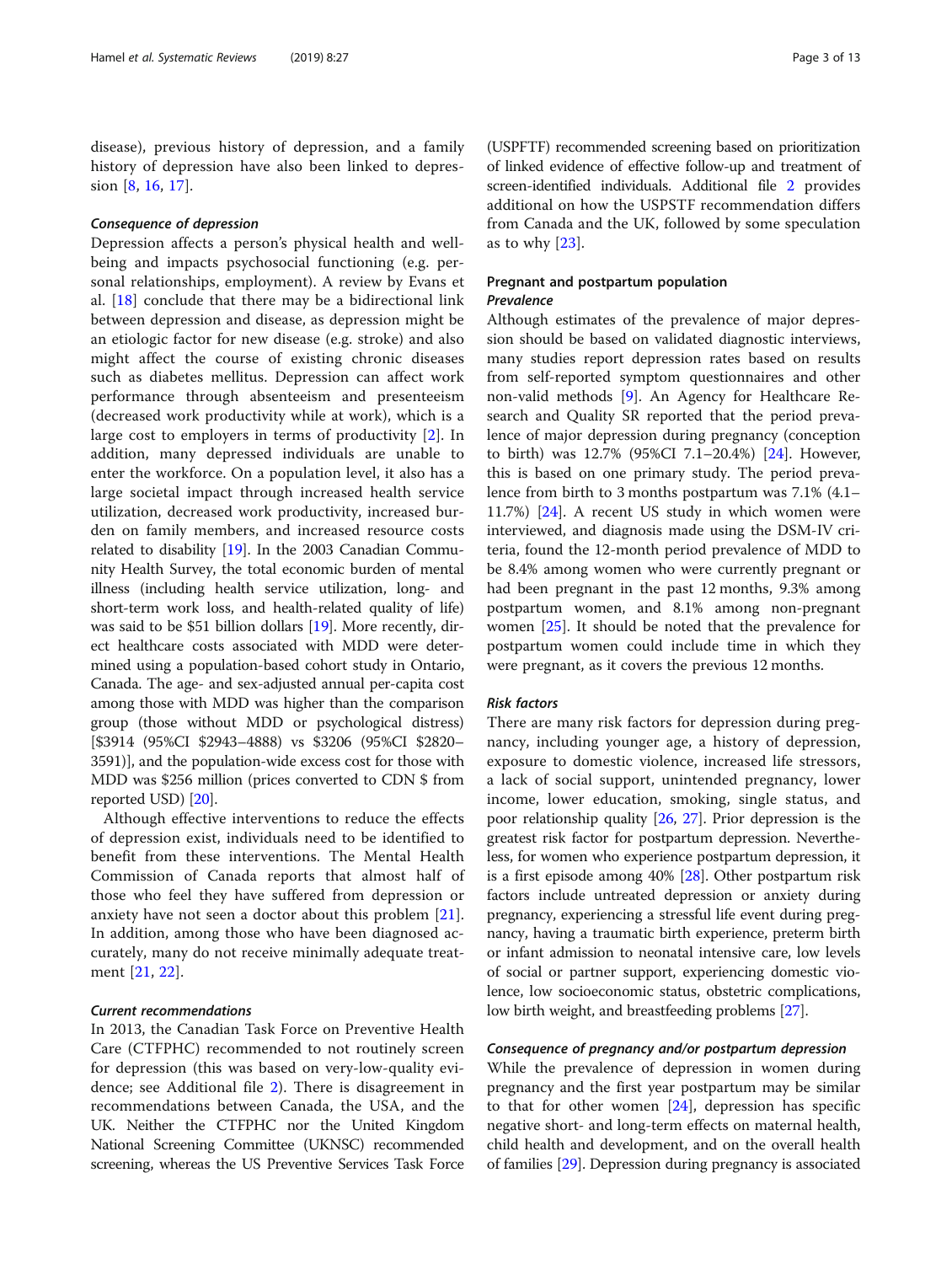disease), previous history of depression, and a family history of depression have also been linked to depression [8, 16, 17].

#### *Consequence of depression*

Depression affects a person's physical health and well-being and impacts psychosocial functioning (e.g. personal relationships, employment). A review by Evans et al. [18] conclude that there may be a bidirectional link between depression and disease, as depression might be an etiologic factor for new disease (e.g. stroke) and also might affect the course of existing chronic diseases such as diabetes mellitus. Depression can affect work performance through absenteeism and presenteeism (decreased work productivity while at work), which is a large cost to employers in terms of productivity [2]. In addition, many depressed individuals are unable to enter the workforce. On a population level, it also has a large societal impact through increased health service utilization, decreased work productivity, increased burden on family members, and increased resource costs related to disability [19]. In the 2003 Canadian Community Health Survey, the total economic burden of mental illness (including health service utilization, long- and short-term work loss, and health-related quality of life) was said to be $51 billion dollars [19]. More recently, direct healthcare costs associated with MDD were determined using a population-based cohort study in Ontario, Canada. The age- and sex-adjusted annual per-capita cost among those with MDD was higher than the comparison group (those without MDD or psychological distress) [$3914 (95%CI $2943–4888) vs $3206 (95%CI $2820–3591)], and the population-wide excess cost for those with MDD was $256 million (prices converted to CDN $ from reported USD) [20].

Although effective interventions to reduce the effects of depression exist, individuals need to be identified to benefit from these interventions. The Mental Health Commission of Canada reports that almost half of those who feel they have suffered from depression or anxiety have not seen a doctor about this problem [21]. In addition, among those who have been diagnosed accurately, many do not receive minimally adequate treatment [21, 22].

#### *Current recommendations*

In 2013, the Canadian Task Force on Preventive Health Care (CTFPHC) recommended to not routinely screen for depression (this was based on very-low-quality evidence; see Additional file 2). There is disagreement in recommendations between Canada, the USA, and the UK. Neither the CTFPHC nor the United Kingdom National Screening Committee (UKNSC) recommended screening, whereas the US Preventive Services Task Force (USPFTF) recommended screening based on prioritization of linked evidence of effective follow-up and treatment of screen-identified individuals. Additional file 2 provides additional on how the USPSTF recommendation differs from Canada and the UK, followed by some speculation as to why [23].

### Pregnant and postpartum population

#### *Prevalence*

Although estimates of the prevalence of major depression should be based on validated diagnostic interviews, many studies report depression rates based on results from self-reported symptom questionnaires and other non-valid methods [9]. An Agency for Healthcare Research and Quality SR reported that the period prevalence of major depression during pregnancy (conception to birth) was 12.7% (95%CI 7.1–20.4%) [24]. However, this is based on one primary study. The period prevalence from birth to 3 months postpartum was 7.1% (4.1–11.7%) [24]. A recent US study in which women were interviewed, and diagnosis made using the DSM-IV criteria, found the 12-month period prevalence of MDD to be 8.4% among women who were currently pregnant or had been pregnant in the past 12 months, 9.3% among postpartum women, and 8.1% among non-pregnant women [25]. It should be noted that the prevalence for postpartum women could include time in which they were pregnant, as it covers the previous 12 months.

#### *Risk factors*

There are many risk factors for depression during pregnancy, including younger age, a history of depression, exposure to domestic violence, increased life stressors, a lack of social support, unintended pregnancy, lower income, lower education, smoking, single status, and poor relationship quality [26, 27]. Prior depression is the greatest risk factor for postpartum depression. Nevertheless, for women who experience postpartum depression, it is a first episode among 40% [28]. Other postpartum risk factors include untreated depression or anxiety during pregnancy, experiencing a stressful life event during pregnancy, having a traumatic birth experience, preterm birth or infant admission to neonatal intensive care, low levels of social or partner support, experiencing domestic violence, low socioeconomic status, obstetric complications, low birth weight, and breastfeeding problems [27].

#### *Consequence of pregnancy and/or postpartum depression*

While the prevalence of depression in women during pregnancy and the first year postpartum may be similar to that for other women [24], depression has specific negative short- and long-term effects on maternal health, child health and development, and on the overall health of families [29]. Depression during pregnancy is associated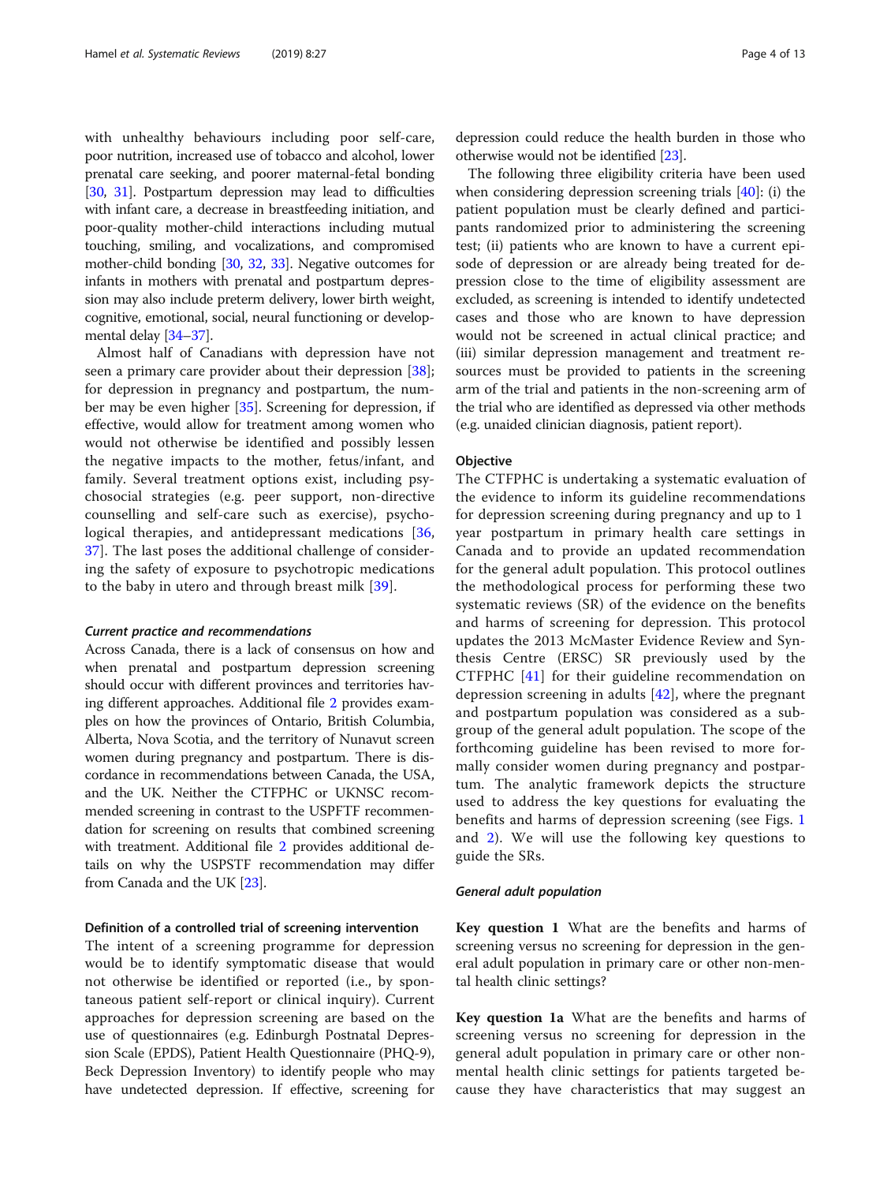with unhealthy behaviours including poor self-care, poor nutrition, increased use of tobacco and alcohol, lower prenatal care seeking, and poorer maternal-fetal bonding [30, 31]. Postpartum depression may lead to difficulties with infant care, a decrease in breastfeeding initiation, and poor-quality mother-child interactions including mutual touching, smiling, and vocalizations, and compromised mother-child bonding [30, 32, 33]. Negative outcomes for infants in mothers with prenatal and postpartum depression may also include preterm delivery, lower birth weight, cognitive, emotional, social, neural functioning or developmental delay [34–37].

Almost half of Canadians with depression have not seen a primary care provider about their depression [38]; for depression in pregnancy and postpartum, the number may be even higher [35]. Screening for depression, if effective, would allow for treatment among women who would not otherwise be identified and possibly lessen the negative impacts to the mother, fetus/infant, and family. Several treatment options exist, including psychosocial strategies (e.g. peer support, non-directive counselling and self-care such as exercise), psychological therapies, and antidepressant medications [36, 37]. The last poses the additional challenge of considering the safety of exposure to psychotropic medications to the baby in utero and through breast milk [39].

#### *Current practice and recommendations*

Across Canada, there is a lack of consensus on how and when prenatal and postpartum depression screening should occur with different provinces and territories having different approaches. Additional file 2 provides examples on how the provinces of Ontario, British Columbia, Alberta, Nova Scotia, and the territory of Nunavut screen women during pregnancy and postpartum. There is discordance in recommendations between Canada, the USA, and the UK. Neither the CTFPHC or UKNSC recommended screening in contrast to the USPFTF recommendation for screening on results that combined screening with treatment. Additional file 2 provides additional details on why the USPSTF recommendation may differ from Canada and the UK [23].

### Definition of a controlled trial of screening intervention

The intent of a screening programme for depression would be to identify symptomatic disease that would not otherwise be identified or reported (i.e., by spontaneous patient self-report or clinical inquiry). Current approaches for depression screening are based on the use of questionnaires (e.g. Edinburgh Postnatal Depression Scale (EPDS), Patient Health Questionnaire (PHQ-9), Beck Depression Inventory) to identify people who may have undetected depression. If effective, screening for depression could reduce the health burden in those who otherwise would not be identified [23].

The following three eligibility criteria have been used when considering depression screening trials [40]: (i) the patient population must be clearly defined and participants randomized prior to administering the screening test; (ii) patients who are known to have a current episode of depression or are already being treated for depression close to the time of eligibility assessment are excluded, as screening is intended to identify undetected cases and those who are known to have depression would not be screened in actual clinical practice; and (iii) similar depression management and treatment resources must be provided to patients in the screening arm of the trial and patients in the non-screening arm of the trial who are identified as depressed via other methods (e.g. unaided clinician diagnosis, patient report).

### Objective

The CTFPHC is undertaking a systematic evaluation of the evidence to inform its guideline recommendations for depression screening during pregnancy and up to 1 year postpartum in primary health care settings in Canada and to provide an updated recommendation for the general adult population. This protocol outlines the methodological process for performing these two systematic reviews (SR) of the evidence on the benefits and harms of screening for depression. This protocol updates the 2013 McMaster Evidence Review and Synthesis Centre (ERSC) SR previously used by the CTFPHC [41] for their guideline recommendation on depression screening in adults [42], where the pregnant and postpartum population was considered as a subgroup of the general adult population. The scope of the forthcoming guideline has been revised to more formally consider women during pregnancy and postpartum. The analytic framework depicts the structure used to address the key questions for evaluating the benefits and harms of screening for depression (see Figs. 1 and 2). We will use the following key questions to guide the SRs.

#### *General adult population*

**Key question 1** What are the benefits and harms of screening versus no screening for depression in the general adult population in primary care or other non-mental health clinic settings?

**Key question 1a** What are the benefits and harms of screening versus no screening for depression in the general adult population in primary care or other non-mental health clinic settings for patients targeted because they have characteristics that may suggest an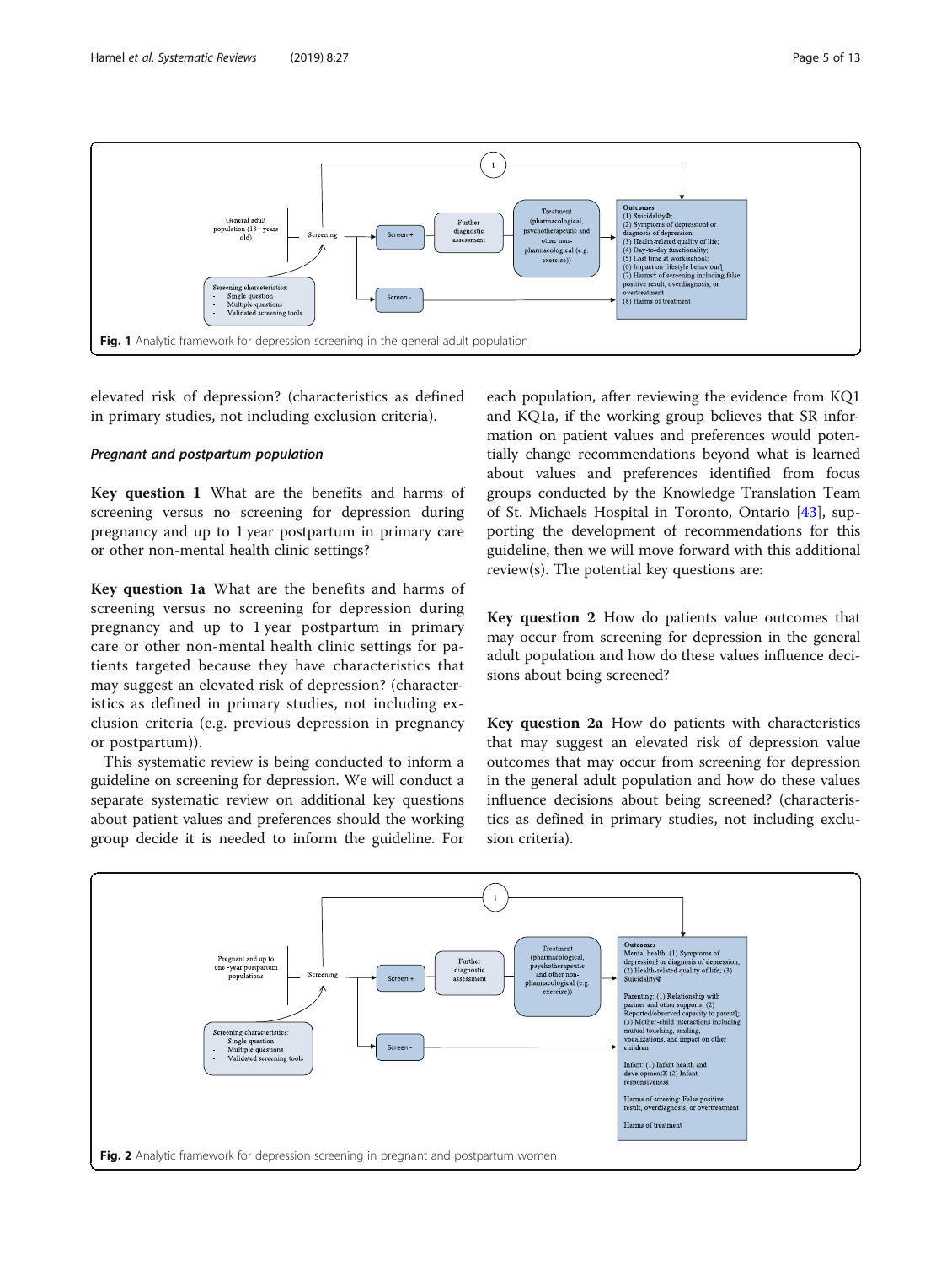Fig. 1 Analytic framework for depression screening in the general adult population

elevated risk of depression? (characteristics as defined in primary studies, not including exclusion criteria).

#### *Pregnant and postpartum population*

**Key question 1** What are the benefits and harms of screening versus no screening for depression during pregnancy and up to 1 year postpartum in primary care or other non-mental health clinic settings?

**Key question 1a** What are the benefits and harms of screening versus no screening for depression during pregnancy and up to 1 year postpartum in primary care or other non-mental health clinic settings for patients targeted because they have characteristics that may suggest an elevated risk of depression? (characteristics as defined in primary studies, not including exclusion criteria (e.g. previous depression in pregnancy or postpartum)).

This systematic review is being conducted to inform a guideline on screening for depression. We will conduct a separate systematic review on additional key questions about patient values and preferences should the working group decide it is needed to inform the guideline. For each population, after reviewing the evidence from KQ1 and KQ1a, if the working group believes that SR information on patient values and preferences would potentially change recommendations beyond what is learned about values and preferences identified from focus groups conducted by the Knowledge Translation Team of St. Michaels Hospital in Toronto, Ontario [43], supporting the development of recommendations for this guideline, then we will move forward with this additional review(s). The potential key questions are:

**Key question 2** How do patients value outcomes that may occur from screening for depression in the general adult population and how do these values influence decisions about being screened?

**Key question 2a** How do patients with characteristics that may suggest an elevated risk of depression value outcomes that may occur from screening for depression in the general adult population and how do these values influence decisions about being screened? (characteristics as defined in primary studies, not including exclusion criteria).

Fig. 2 Analytic framework for depression screening in pregnant and postpartum women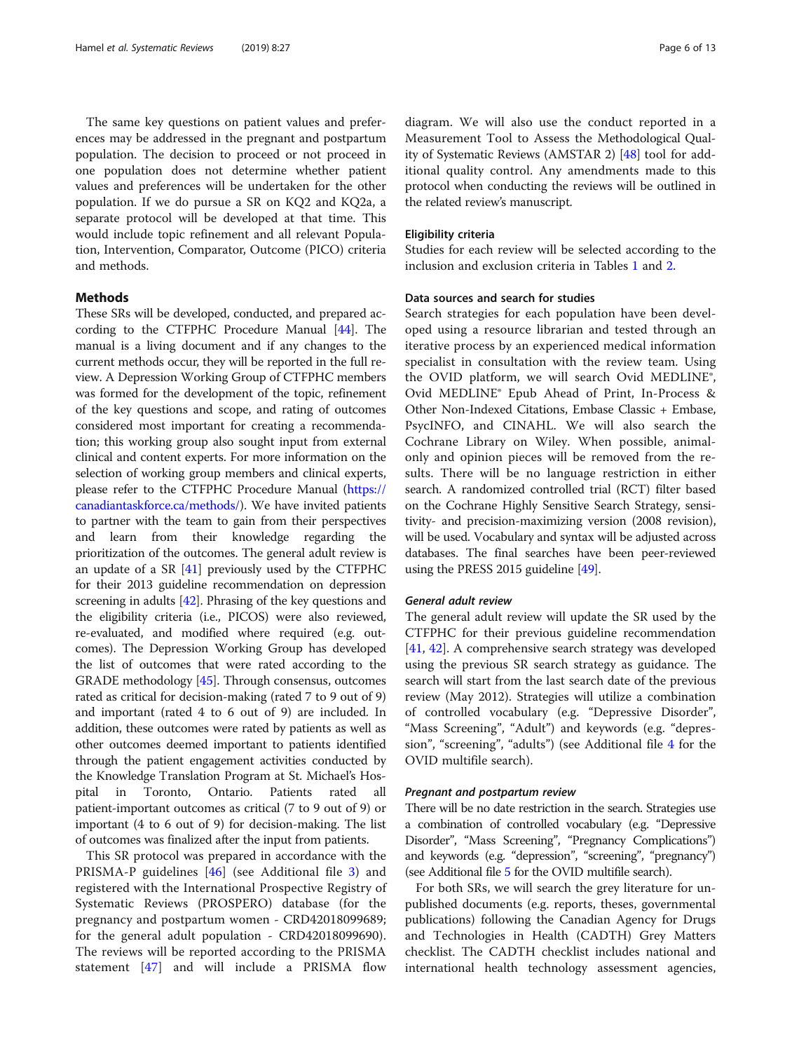The same key questions on patient values and preferences may be addressed in the pregnant and postpartum population. The decision to proceed or not proceed in one population does not determine whether patient values and preferences will be undertaken for the other population. If we do pursue a SR on KQ2 and KQ2a, a separate protocol will be developed at that time. This would include topic refinement and all relevant Population, Intervention, Comparator, Outcome (PICO) criteria and methods.

## Methods

These SRs will be developed, conducted, and prepared according to the CTFPHC Procedure Manual [44]. The manual is a living document and if any changes to the current methods occur, they will be reported in the full review. A Depression Working Group of CTFPHC members was formed for the development of the topic, refinement of the key questions and scope, and rating of outcomes considered most important for creating a recommendation; this working group also sought input from external clinical and content experts. For more information on the selection of working group members and clinical experts, please refer to the CTFPHC Procedure Manual (https://canadiantaskforce.ca/methods/). We have invited patients to partner with the team to gain from their perspectives and learn from their knowledge regarding the prioritization of the outcomes. The general adult review is an update of a SR [41] previously used by the CTFPHC for their 2013 guideline recommendation on depression screening in adults [42]. Phrasing of the key questions and the eligibility criteria (i.e., PICOS) were also reviewed, re-evaluated, and modified where required (e.g. outcomes). The Depression Working Group has developed the list of outcomes that were rated according to the GRADE methodology [45]. Through consensus, outcomes rated as critical for decision-making (rated 7 to 9 out of 9) and important (rated 4 to 6 out of 9) are included. In addition, these outcomes were rated by patients as well as other outcomes deemed important to patients identified through the patient engagement activities conducted by the Knowledge Translation Program at St. Michael's Hospital in Toronto, Ontario. Patients rated all patient-important outcomes as critical (7 to 9 out of 9) or important (4 to 6 out of 9) for decision-making. The list of outcomes was finalized after the input from patients.

This SR protocol was prepared in accordance with the PRISMA-P guidelines [46] (see Additional file 3) and registered with the International Prospective Registry of Systematic Reviews (PROSPERO) database (for the pregnancy and postpartum women - CRD42018099689; for the general adult population - CRD42018099690). The reviews will be reported according to the PRISMA statement [47] and will include a PRISMA flow diagram. We will also use the conduct reported in a Measurement Tool to Assess the Methodological Quality of Systematic Reviews (AMSTAR 2) [48] tool for additional quality control. Any amendments made to this protocol when conducting the reviews will be outlined in the related review's manuscript.

### Eligibility criteria

Studies for each review will be selected according to the inclusion and exclusion criteria in Tables 1 and 2.

### Data sources and search for studies

Search strategies for each population have been developed using a resource librarian and tested through an iterative process by an experienced medical information specialist in consultation with the review team. Using the OVID platform, we will search Ovid MEDLINE®, Ovid MEDLINE® Epub Ahead of Print, In-Process & Other Non-Indexed Citations, Embase Classic + Embase, PsycINFO, and CINAHL. We will also search the Cochrane Library on Wiley. When possible, animal-only and opinion pieces will be removed from the results. There will be no language restriction in either search. A randomized controlled trial (RCT) filter based on the Cochrane Highly Sensitive Search Strategy, sensitivity- and precision-maximizing version (2008 revision), will be used. Vocabulary and syntax will be adjusted across databases. The final searches have been peer-reviewed using the PRESS 2015 guideline [49].

#### *General adult review*

The general adult review will update the SR used by the CTFPHC for their previous guideline recommendation [41, 42]. A comprehensive search strategy was developed using the previous SR search strategy as guidance. The search will start from the last search date of the previous review (May 2012). Strategies will utilize a combination of controlled vocabulary (e.g. "Depressive Disorder", "Mass Screening", "Adult") and keywords (e.g. "depression", "screening", "adults") (see Additional file 4 for the OVID multifile search).

#### *Pregnant and postpartum review*

There will be no date restriction in the search. Strategies use a combination of controlled vocabulary (e.g. "Depressive Disorder", "Mass Screening", "Pregnancy Complications") and keywords (e.g. "depression", "screening", "pregnancy") (see Additional file 5 for the OVID multifile search).

For both SRs, we will search the grey literature for unpublished documents (e.g. reports, theses, governmental publications) following the Canadian Agency for Drugs and Technologies in Health (CADTH) Grey Matters checklist. The CADTH checklist includes national and international health technology assessment agencies,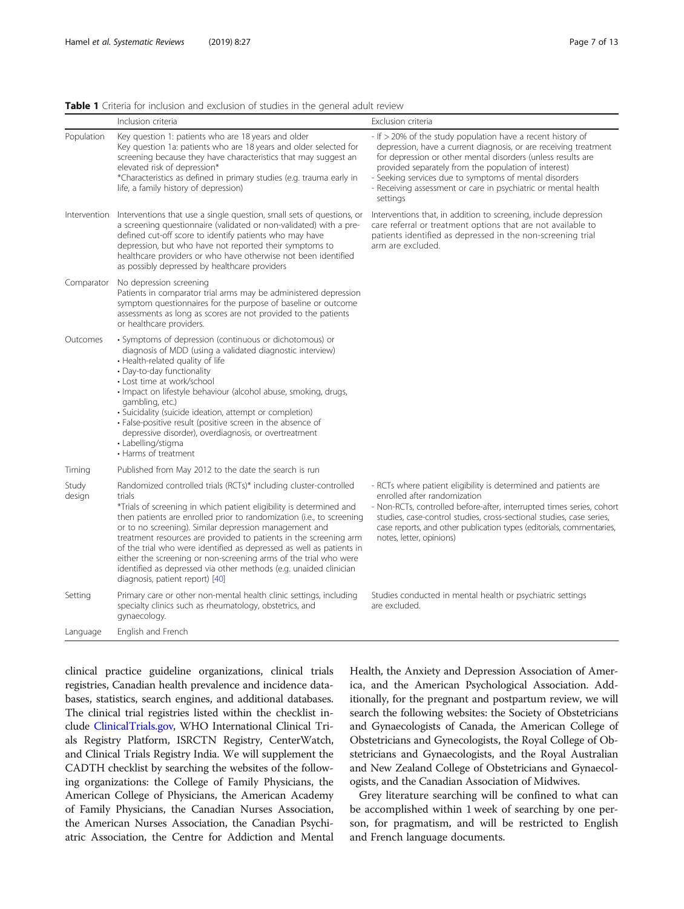**Table 1** Criteria for inclusion and exclusion of studies in the general adult review

| | Inclusion criteria | Exclusion criteria |
|---|---|---|
| Population | Key question 1: patients who are 18 years and older<br>Key question 1a: patients who are 18 years and older selected for screening because they have characteristics that may suggest an elevated risk of depression*<br>*Characteristics as defined in primary studies (e.g. trauma early in life, a family history of depression) | - If > 20% of the study population have a recent history of depression, have a current diagnosis, or are receiving treatment for depression or other mental disorders (unless results are provided separately from the population of interest)<br>- Seeking services due to symptoms of mental disorders<br>- Receiving assessment or care in psychiatric or mental health settings |
| Intervention | Interventions that use a single question, small sets of questions, or a screening questionnaire (validated or non-validated) with a pre-defined cut-off score to identify patients who may have depression, but who have not reported their symptoms to healthcare providers or who have otherwise not been identified as possibly depressed by healthcare providers | Interventions that, in addition to screening, include depression care referral or treatment options that are not available to patients identified as depressed in the non-screening trial arm are excluded. |
| Comparator | No depression screening<br>Patients in comparator trial arms may be administered depression symptom questionnaires for the purpose of baseline or outcome assessments as long as scores are not provided to the patients or healthcare providers. | |
| Outcomes | • Symptoms of depression (continuous or dichotomous) or diagnosis of MDD (using a validated diagnostic interview)<br>• Health-related quality of life<br>• Day-to-day functionality<br>• Lost time at work/school<br>• Impact on lifestyle behaviour (alcohol abuse, smoking, drugs, gambling, etc.)<br>• Suicidality (suicide ideation, attempt or completion)<br>• False-positive result (positive screen in the absence of depressive disorder), overdiagnosis, or overtreatment<br>• Labelling/stigma<br>• Harms of treatment | |
| Timing | Published from May 2012 to the date the search is run | |
| Study design | Randomized controlled trials (RCTs)* including cluster-controlled trials<br>*Trials of screening in which patient eligibility is determined and then patients are enrolled prior to randomization (i.e., to screening or to no screening). Similar depression management and treatment resources are provided to patients in the screening arm of the trial who were identified as depressed as well as patients in either the screening or non-screening arms of the trial who were identified as depressed via other methods (e.g. unaided clinician diagnosis, patient report) [40] | - RCTs where patient eligibility is determined and patients are enrolled after randomization<br>- Non-RCTs, controlled before-after, interrupted times series, cohort studies, case-control studies, cross-sectional studies, case series, case reports, and other publication types (editorials, commentaries, notes, letter, opinions) |
| Setting | Primary care or other non-mental health clinic settings, including specialty clinics such as rheumatology, obstetrics, and gynaecology. | Studies conducted in mental health or psychiatric settings are excluded. |
| Language | English and French | |

clinical practice guideline organizations, clinical trials registries, Canadian health prevalence and incidence databases, statistics, search engines, and additional databases. The clinical trial registries listed within the checklist include ClinicalTrials.gov, WHO International Clinical Trials Registry Platform, ISRCTN Registry, CenterWatch, and Clinical Trials Registry India. We will supplement the CADTH checklist by searching the websites of the following organizations: the College of Family Physicians, the American College of Physicians, the American Academy of Family Physicians, the Canadian Nurses Association, the American Nurses Association, the Canadian Psychiatric Association, the Centre for Addiction and Mental Health, the Anxiety and Depression Association of America, and the American Psychological Association. Additionally, for the pregnant and postpartum review, we will search the following websites: the Society of Obstetricians and Gynaecologists of Canada, the American College of Obstetricians and Gynecologists, the Royal College of Obstetricians and Gynaecologists, and the Royal Australian and New Zealand College of Obstetricians and Gynaecologists, and the Canadian Association of Midwives.

Grey literature searching will be confined to what can be accomplished within 1 week of searching by one person, for pragmatism, and will be restricted to English and French language documents.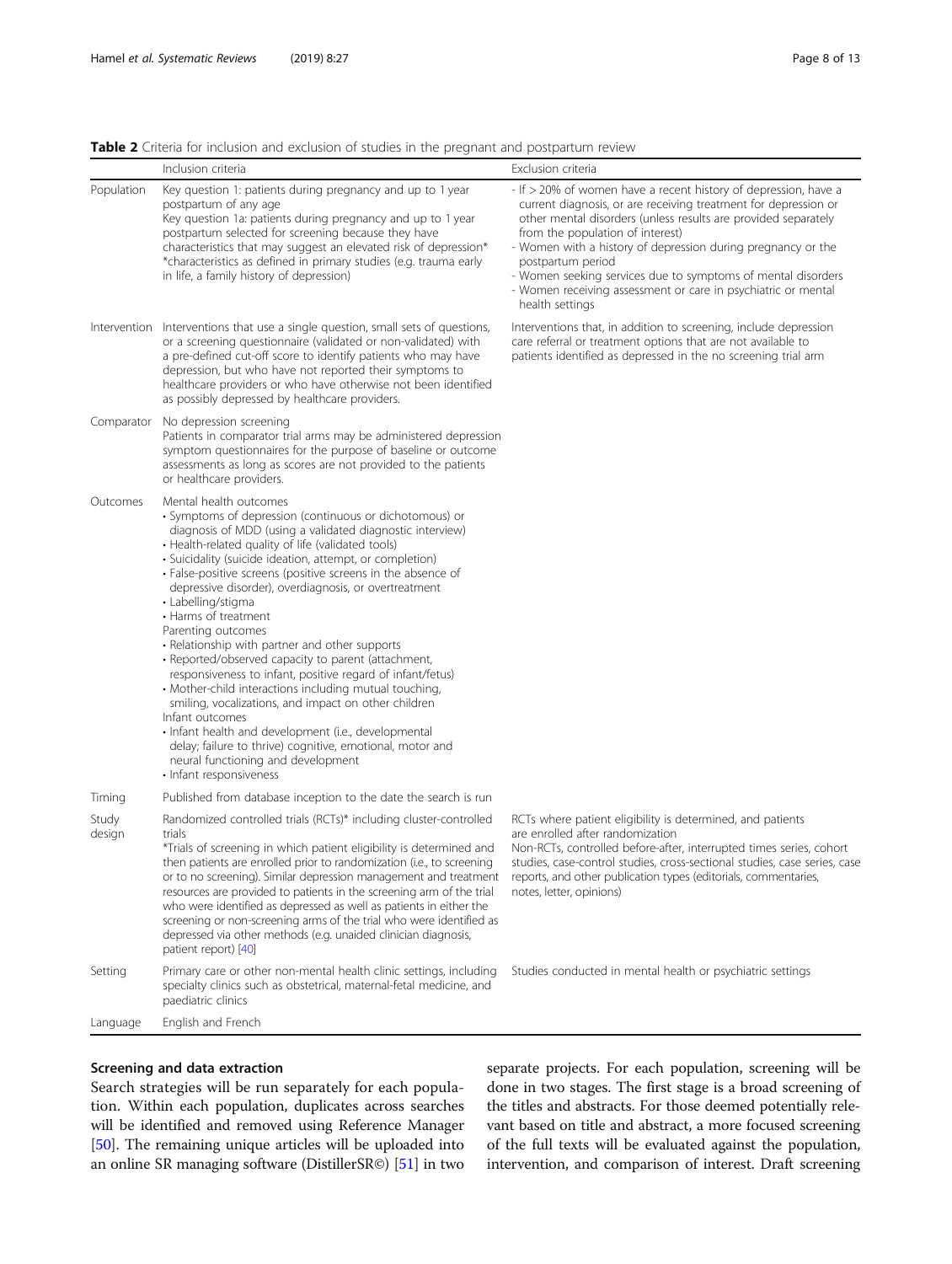**Table 2** Criteria for inclusion and exclusion of studies in the pregnant and postpartum review

| | Inclusion criteria | Exclusion criteria |
|---|---|---|
| Population | Key question 1: patients during pregnancy and up to 1 year postpartum of any age<br>Key question 1a: patients during pregnancy and up to 1 year postpartum selected for screening because they have characteristics that may suggest an elevated risk of depression*<br>*characteristics as defined in primary studies (e.g. trauma early in life, a family history of depression) | - If > 20% of women have a recent history of depression, have a current diagnosis, or are receiving treatment for depression or other mental disorders (unless results are provided separately from the population of interest)<br>- Women with a history of depression during pregnancy or the postpartum period<br>- Women seeking services due to symptoms of mental disorders<br>- Women receiving assessment or care in psychiatric or mental health settings |
| Intervention | Interventions that use a single question, small sets of questions, or a screening questionnaire (validated or non-validated) with a pre-defined cut-off score to identify patients who may have depression, but who have not reported their symptoms to healthcare providers or who have otherwise not been identified as possibly depressed by healthcare providers. | Interventions that, in addition to screening, include depression care referral or treatment options that are not available to patients identified as depressed in the no screening trial arm |
| Comparator | No depression screening<br>Patients in comparator trial arms may be administered depression symptom questionnaires for the purpose of baseline or outcome assessments as long as scores are not provided to the patients or healthcare providers. | |
| Outcomes | Mental health outcomes<br>• Symptoms of depression (continuous or dichotomous) or diagnosis of MDD (using a validated diagnostic interview)<br>• Health-related quality of life (validated tools)<br>• Suicidality (suicide ideation, attempt, or completion)<br>• False-positive screens (positive screens in the absence of depressive disorder), overdiagnosis, or overtreatment<br>• Labelling/stigma<br>• Harms of treatment<br>Parenting outcomes<br>• Relationship with partner and other supports<br>• Reported/observed capacity to parent (attachment, responsiveness to infant, positive regard of infant/fetus)<br>• Mother-child interactions including mutual touching, smiling, vocalizations, and impact on other children<br>Infant outcomes<br>• Infant health and development (i.e., developmental delay; failure to thrive) cognitive, emotional, motor and neural functioning and development<br>• Infant responsiveness | |
| Timing | Published from database inception to the date the search is run | |
| Study design | Randomized controlled trials (RCTs)* including cluster-controlled trials<br>*Trials of screening in which patient eligibility is determined and then patients are enrolled prior to randomization (i.e., to screening or to no screening). Similar depression management and treatment resources are provided to patients in the screening arm of the trial who were identified as depressed as well as patients in either the screening or non-screening arms of the trial who were identified as depressed via other methods (e.g. unaided clinician diagnosis, patient report) [40] | RCTs where patient eligibility is determined, and patients are enrolled after randomization<br>Non-RCTs, controlled before-after, interrupted times series, cohort studies, case-control studies, cross-sectional studies, case series, case reports, and other publication types (editorials, commentaries, notes, letter, opinions) |
| Setting | Primary care or other non-mental health clinic settings, including specialty clinics such as obstetrical, maternal-fetal medicine, and paediatric clinics | Studies conducted in mental health or psychiatric settings |
| Language | English and French | |

### Screening and data extraction

Search strategies will be run separately for each population. Within each population, duplicates across searches will be identified and removed using Reference Manager [50]. The remaining unique articles will be uploaded into an online SR managing software (DistillerSR©) [51] in two separate projects. For each population, screening will be done in two stages. The first stage is a broad screening of the titles and abstracts. For those deemed potentially relevant based on title and abstract, a more focused screening of the full texts will be evaluated against the population, intervention, and comparison of interest. Draft screening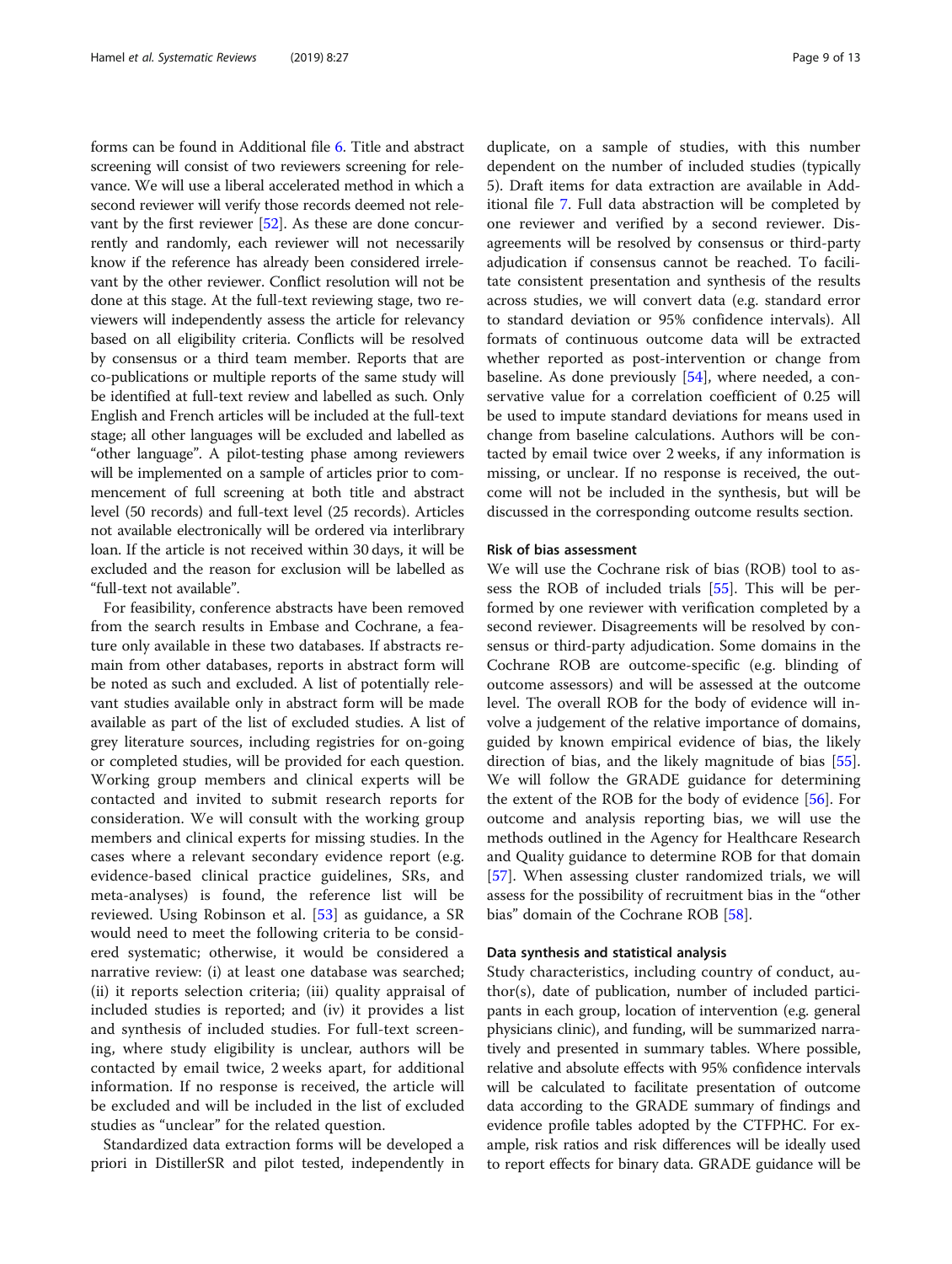forms can be found in Additional file 6. Title and abstract screening will consist of two reviewers screening for relevance. We will use a liberal accelerated method in which a second reviewer will verify those records deemed not relevant by the first reviewer [52]. As these are done concurrently and randomly, each reviewer will not necessarily know if the reference has already been considered irrelevant by the other reviewer. Conflict resolution will not be done at this stage. At the full-text reviewing stage, two reviewers will independently assess the article for relevancy based on all eligibility criteria. Conflicts will be resolved by consensus or a third team member. Reports that are co-publications or multiple reports of the same study will be identified at full-text review and labelled as such. Only English and French articles will be included at the full-text stage; all other languages will be excluded and labelled as "other language". A pilot-testing phase among reviewers will be implemented on a sample of articles prior to commencement of full screening at both title and abstract level (50 records) and full-text level (25 records). Articles not available electronically will be ordered via interlibrary loan. If the article is not received within 30 days, it will be excluded and the reason for exclusion will be labelled as "full-text not available".

For feasibility, conference abstracts have been removed from the search results in Embase and Cochrane, a feature only available in these two databases. If abstracts remain from other databases, reports in abstract form will be noted as such and excluded. A list of potentially relevant studies available only in abstract form will be made available as part of the list of excluded studies. A list of grey literature sources, including registries for on-going or completed studies, will be provided for each question. Working group members and clinical experts will be contacted and invited to submit research reports for consideration. We will consult with the working group members and clinical experts for missing studies. In the cases where a relevant secondary evidence report (e.g. evidence-based clinical practice guidelines, SRs, and meta-analyses) is found, the reference list will be reviewed. Using Robinson et al. [53] as guidance, a SR would need to meet the following criteria to be considered systematic; otherwise, it would be considered a narrative review: (i) at least one database was searched; (ii) it reports selection criteria; (iii) quality appraisal of included studies is reported; and (iv) it provides a list and synthesis of included studies. For full-text screening, where study eligibility is unclear, authors will be contacted by email twice, 2 weeks apart, for additional information. If no response is received, the article will be excluded and will be included in the list of excluded studies as "unclear" for the related question.

Standardized data extraction forms will be developed a priori in DistillerSR and pilot tested, independently in duplicate, on a sample of studies, with this number dependent on the number of included studies (typically 5). Draft items for data extraction are available in Additional file 7. Full data abstraction will be completed by one reviewer and verified by a second reviewer. Disagreements will be resolved by consensus or third-party adjudication if consensus cannot be reached. To facilitate consistent presentation and synthesis of the results across studies, we will convert data (e.g. standard error to standard deviation or 95% confidence intervals). All formats of continuous outcome data will be extracted whether reported as post-intervention or change from baseline. As done previously [54], where needed, a conservative value for a correlation coefficient of 0.25 will be used to impute standard deviations for means used in change from baseline calculations. Authors will be contacted by email twice over 2 weeks, if any information is missing, or unclear. If no response is received, the outcome will not be included in the synthesis, but will be discussed in the corresponding outcome results section.

### Risk of bias assessment

We will use the Cochrane risk of bias (ROB) tool to assess the ROB of included trials [55]. This will be performed by one reviewer with verification completed by a second reviewer. Disagreements will be resolved by consensus or third-party adjudication. Some domains in the Cochrane ROB are outcome-specific (e.g. blinding of outcome assessors) and will be assessed at the outcome level. The overall ROB for the body of evidence will involve a judgement of the relative importance of domains, guided by known empirical evidence of bias, the likely direction of bias, and the likely magnitude of bias [55]. We will follow the GRADE guidance for determining the extent of the ROB for the body of evidence [56]. For outcome and analysis reporting bias, we will use the methods outlined in the Agency for Healthcare Research and Quality guidance to determine ROB for that domain [57]. When assessing cluster randomized trials, we will assess for the possibility of recruitment bias in the "other bias" domain of the Cochrane ROB [58].

### Data synthesis and statistical analysis

Study characteristics, including country of conduct, author(s), date of publication, number of included participants in each group, location of intervention (e.g. general physicians clinic), and funding, will be summarized narratively and presented in summary tables. Where possible, relative and absolute effects with 95% confidence intervals will be calculated to facilitate presentation of outcome data according to the GRADE summary of findings and evidence profile tables adopted by the CTFPHC. For example, risk ratios and risk differences will be ideally used to report effects for binary data. GRADE guidance will be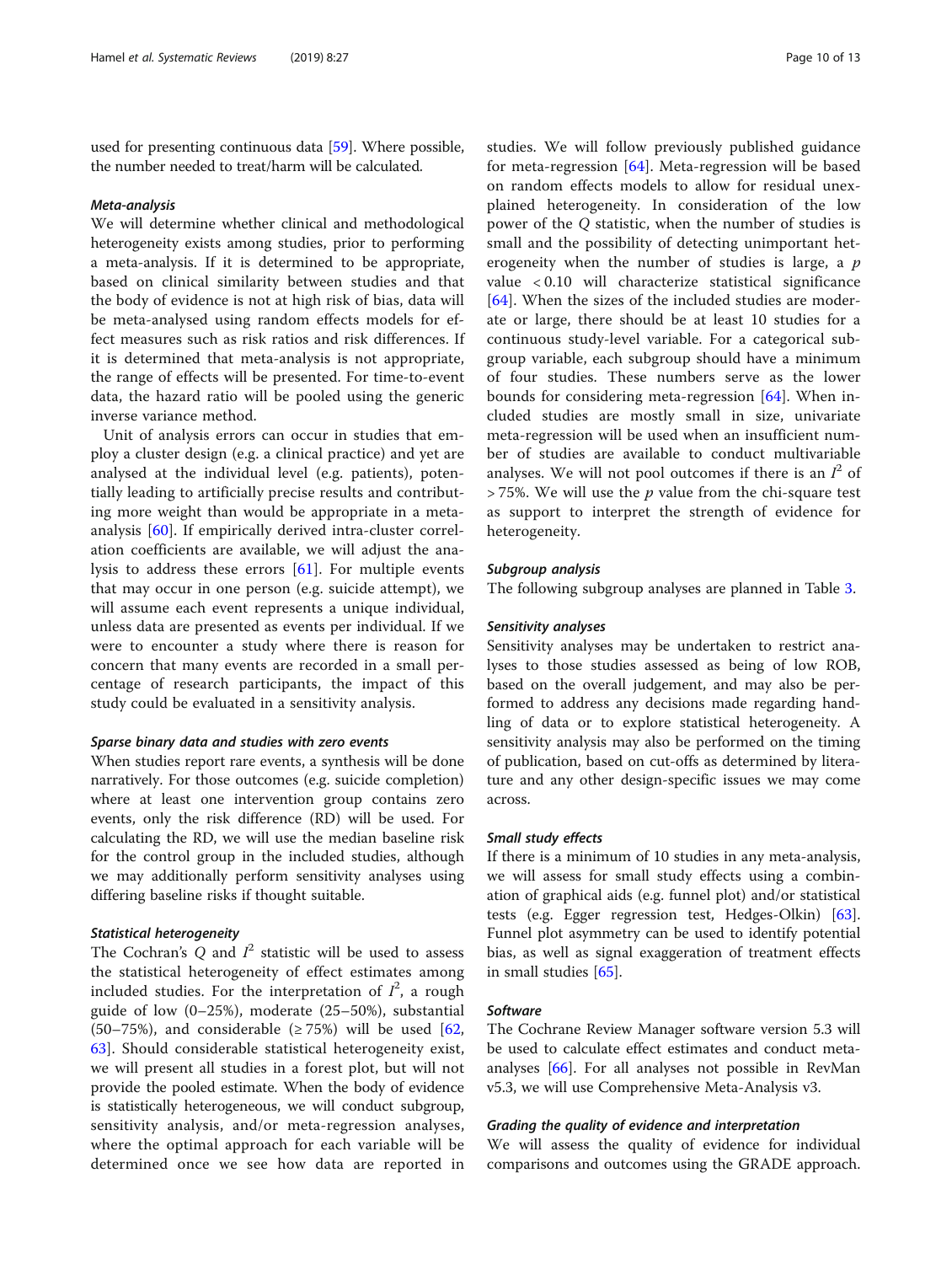used for presenting continuous data [59]. Where possible, the number needed to treat/harm will be calculated.

### *Meta-analysis*

We will determine whether clinical and methodological heterogeneity exists among studies, prior to performing a meta-analysis. If it is determined to be appropriate, based on clinical similarity between studies and that the body of evidence is not at high risk of bias, data will be meta-analysed using random effects models for effect measures such as risk ratios and risk differences. If it is determined that meta-analysis is not appropriate, the range of effects will be presented. For time-to-event data, the hazard ratio will be pooled using the generic inverse variance method.

Unit of analysis errors can occur in studies that employ a cluster design (e.g. a clinical practice) and yet are analysed at the individual level (e.g. patients), potentially leading to artificially precise results and contributing more weight than would be appropriate in a meta-analysis [60]. If empirically derived intra-cluster correlation coefficients are available, we will adjust the analysis to address these errors [61]. For multiple events that may occur in one person (e.g. suicide attempt), we will assume each event represents a unique individual, unless data are presented as events per individual. If we were to encounter a study where there is reason for concern that many events are recorded in a small percentage of research participants, the impact of this study could be evaluated in a sensitivity analysis.

### *Sparse binary data and studies with zero events*

When studies report rare events, a synthesis will be done narratively. For those outcomes (e.g. suicide completion) where at least one intervention group contains zero events, only the risk difference (RD) will be used. For calculating the RD, we will use the median baseline risk for the control group in the included studies, although we may additionally perform sensitivity analyses using differing baseline risks if thought suitable.

### *Statistical heterogeneity*

The Cochran's $Q$ and $I^2$ statistic will be used to assess the statistical heterogeneity of effect estimates among included studies. For the interpretation of $I^2$, a rough guide of low (0–25%), moderate (25–50%), substantial (50–75%), and considerable (≥ 75%) will be used [62, 63]. Should considerable statistical heterogeneity exist, we will present all studies in a forest plot, but will not provide the pooled estimate. When the body of evidence is statistically heterogeneous, we will conduct subgroup, sensitivity analysis, and/or meta-regression analyses, where the optimal approach for each variable will be determined once we see how data are reported in studies. We will follow previously published guidance for meta-regression [64]. Meta-regression will be based on random effects models to allow for residual unexplained heterogeneity. In consideration of the low power of the $Q$ statistic, when the number of studies is small and the possibility of detecting unimportant heterogeneity when the number of studies is large, a $p$ value $< 0.10$ will characterize statistical significance [64]. When the sizes of the included studies are moderate or large, there should be at least 10 studies for a continuous study-level variable. For a categorical subgroup variable, each subgroup should have a minimum of four studies. These numbers serve as the lower bounds for considering meta-regression [64]. When included studies are mostly small in size, univariate meta-regression will be used when an insufficient number of studies are available to conduct multivariable analyses. We will not pool outcomes if there is an $I^2$ of > 75%. We will use the $p$ value from the chi-square test as support to interpret the strength of evidence for heterogeneity.

### *Subgroup analysis*

The following subgroup analyses are planned in Table 3.

### *Sensitivity analyses*

Sensitivity analyses may be undertaken to restrict analyses to those studies assessed as being of low ROB, based on the overall judgement, and may also be performed to address any decisions made regarding handling of data or to explore statistical heterogeneity. A sensitivity analysis may also be performed on the timing of publication, based on cut-offs as determined by literature and any other design-specific issues we may come across.

### *Small study effects*

If there is a minimum of 10 studies in any meta-analysis, we will assess for small study effects using a combination of graphical aids (e.g. funnel plot) and/or statistical tests (e.g. Egger regression test, Hedges-Olkin) [63]. Funnel plot asymmetry can be used to identify potential bias, as well as signal exaggeration of treatment effects in small studies [65].

### *Software*

The Cochrane Review Manager software version 5.3 will be used to calculate effect estimates and conduct meta-analyses [66]. For all analyses not possible in RevMan v5.3, we will use Comprehensive Meta-Analysis v3.

### *Grading the quality of evidence and interpretation*

We will assess the quality of evidence for individual comparisons and outcomes using the GRADE approach.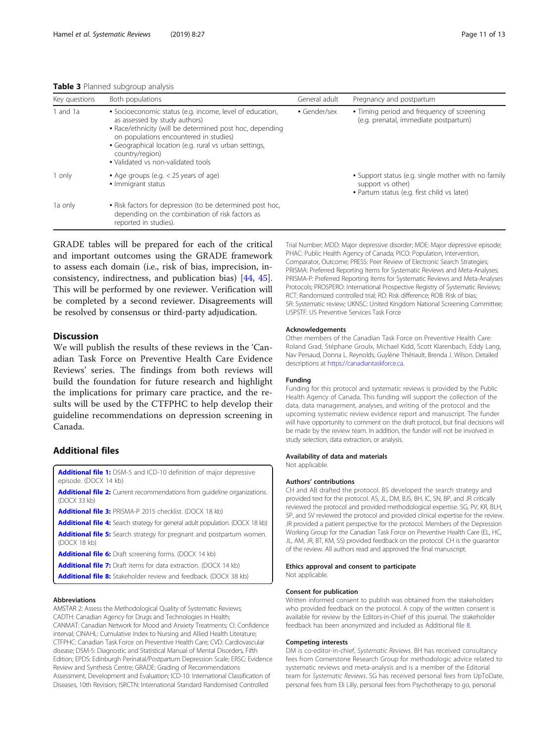**Table 3** Planned subgroup analysis

| Key questions | Both populations | General adult | Pregnancy and postpartum |
|---|---|---|---|
| 1 and 1a | • Socioeconomic status (e.g. income, level of education, as assessed by study authors)<br>• Race/ethnicity (will be determined post hoc, depending on populations encountered in studies)<br>• Geographical location (e.g. rural vs urban settings, country/region)<br>• Validated vs non-validated tools | • Gender/sex | • Timing period and frequency of screening (e.g. prenatal, immediate postpartum) |
| 1 only | • Age groups (e.g. < 25 years of age)<br>• Immigrant status | | • Support status (e.g. single mother with no family support vs other)<br>• Partum status (e.g. first child vs later) |
| 1a only | • Risk factors for depression (to be determined post hoc, depending on the combination of risk factors as reported in studies). | | |

GRADE tables will be prepared for each of the critical and important outcomes using the GRADE framework to assess each domain (i.e., risk of bias, imprecision, inconsistency, indirectness, and publication bias) [44, 45]. This will be performed by one reviewer. Verification will be completed by a second reviewer. Disagreements will be resolved by consensus or third-party adjudication.

## Discussion

We will publish the results of these reviews in the 'Canadian Task Force on Preventive Health Care Evidence Reviews' series. The findings from both reviews will build the foundation for future research and highlight the implications for primary care practice, and the results will be used by the CTFPHC to help develop their guideline recommendations on depression screening in Canada.

## Additional files

**Additional file 1:** DSM-5 and ICD-10 definition of major depressive episode. (DOCX 14 kb)

**Additional file 2:** Current recommendations from guideline organizations. (DOCX 33 kb)

**Additional file 3:** PRISMA-P 2015 checklist. (DOCX 18 kb)

**Additional file 4:** Search strategy for general adult population. (DOCX 18 kb)

**Additional file 5:** Search strategy for pregnant and postpartum women. (DOCX 18 kb)

**Additional file 6:** Draft screening forms. (DOCX 14 kb)

**Additional file 7:** Draft items for data extraction. (DOCX 14 kb)

**Additional file 8:** Stakeholder review and feedback. (DOCX 38 kb)

### Abbreviations

AMSTAR 2: Assess the Methodological Quality of Systematic Reviews; CADTH: Canadian Agency for Drugs and Technologies in Health; CANMAT: Canadian Network for Mood and Anxiety Treatments; CI: Confidence interval; CINAHL: Cumulative Index to Nursing and Allied Health Literature; CTFPHC: Canadian Task Force on Preventive Health Care; CVD: Cardiovascular disease; DSM-5: Diagnostic and Statistical Manual of Mental Disorders, Fifth Edition; EPDS: Edinburgh Perinatal/Postpartum Depression Scale; ERSC: Evidence Review and Synthesis Centre; GRADE: Grading of Recommendations Assessment, Development and Evaluation; ICD-10: International Classification of Diseases, 10th Revision; ISRCTN: International Standard Randomised Controlled Trial Number; MDD: Major depressive disorder; MDE: Major depressive episode; PHAC: Public Health Agency of Canada; PICO: Population, Intervention, Comparator, Outcome; PRESS: Peer Review of Electronic Search Strategies; PRISMA: Preferred Reporting Items for Systematic Reviews and Meta-Analyses; PRISMA-P: Preferred Reporting Items for Systematic Reviews and Meta-Analyses Protocols; PROSPERO: International Prospective Registry of Systematic Reviews; RCT: Randomized controlled trial; RD: Risk difference; ROB: Risk of bias; SR: Systematic review; UKNSC: United Kingdom National Screening Committee; USPSTF: US Preventive Services Task Force

### Acknowledgements

Other members of the Canadian Task Force on Preventive Health Care: Roland Grad, Stéphane Groulx, Michael Kidd, Scott Klarenbach, Eddy Lang, Nav Persaud, Donna L. Reynolds, Guylène Thériault, Brenda J. Wilson. Detailed descriptions at https://canadiantaskforce.ca.

### Funding

Funding for this protocol and systematic reviews is provided by the Public Health Agency of Canada. This funding will support the collection of the data, data management, analyses, and writing of the protocol and the upcoming systematic review evidence report and manuscript. The funder will have opportunity to comment on the draft protocol, but final decisions will be made by the review team. In addition, the funder will not be involved in study selection, data extraction, or analysis.

### Availability of data and materials

Not applicable.

### Authors' contributions

CH and AB drafted the protocol. BS developed the search strategy and provided text for the protocol. AS, JL, DM, BJS, BH, IC, SN, BP, and JR critically reviewed the protocol and provided methodological expertise. SG, PV, KR, BLH, SP, and SV reviewed the protocol and provided clinical expertise for the review. JR provided a patient perspective for the protocol. Members of the Depression Working Group for the Canadian Task Force on Preventive Health Care (EL, HC, JL, AM, JR, BT, KM, SS) provided feedback on the protocol. CH is the guarantor of the review. All authors read and approved the final manuscript.

### Ethics approval and consent to participate

Not applicable.

### Consent for publication

Written informed consent to publish was obtained from the stakeholders who provided feedback on the protocol. A copy of the written consent is available for review by the Editors-in-Chief of this journal. The stakeholder feedback has been anonymized and included as Additional file 8.

### Competing interests

DM is co-editor-in-chief, *Systematic Reviews*. BH has received consultancy fees from Cornerstone Research Group for methodologic advice related to systematic reviews and meta-analysis and is a member of the Editorial team for *Systematic Reviews*. SG has received personal fees from UpToDate, personal fees from Eli Lilly, personal fees from Psychotherapy to go, personal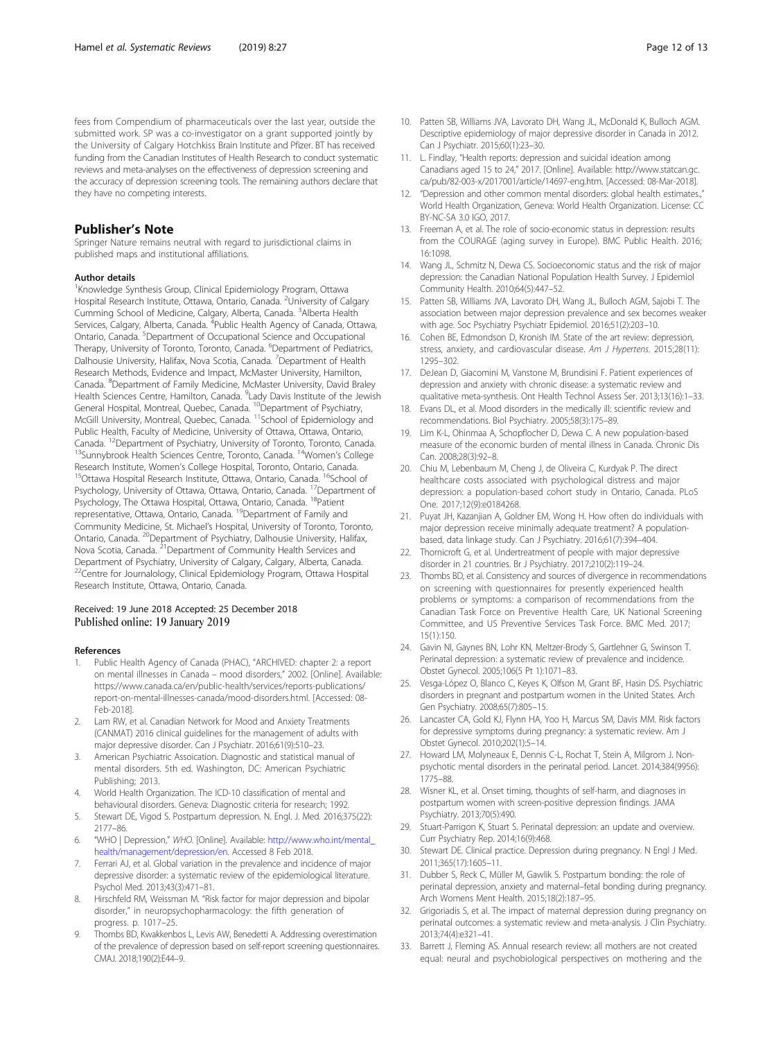fees from Compendium of pharmaceuticals over the last year, outside the submitted work. SP was a co-investigator on a grant supported jointly by the University of Calgary Hotchkiss Brain Institute and Pfizer. BT has received funding from the Canadian Institutes of Health Research to conduct systematic reviews and meta-analyses on the effectiveness of depression screening and the accuracy of depression screening tools. The remaining authors declare that they have no competing interests.

## Publisher's Note

Springer Nature remains neutral with regard to jurisdictional claims in published maps and institutional affiliations.

### Author details

[1]Knowledge Synthesis Group, Clinical Epidemiology Program, Ottawa Hospital Research Institute, Ottawa, Ontario, Canada. [2]University of Calgary Cumming School of Medicine, Calgary, Alberta, Canada. [3]Alberta Health Services, Calgary, Alberta, Canada. [4]Public Health Agency of Canada, Ottawa, Ontario, Canada. [5]Department of Occupational Science and Occupational Therapy, University of Toronto, Toronto, Canada. [6]Department of Pediatrics, Dalhousie University, Halifax, Nova Scotia, Canada. [7]Department of Health Research Methods, Evidence and Impact, McMaster University, Hamilton, Canada. [8]Department of Family Medicine, McMaster University, David Braley Health Sciences Centre, Hamilton, Canada. [9]Lady Davis Institute of the Jewish General Hospital, Montreal, Quebec, Canada. [10]Department of Psychiatry, McGill University, Montreal, Quebec, Canada. [11]School of Epidemiology and Public Health, Faculty of Medicine, University of Ottawa, Ottawa, Ontario, Canada. [12]Department of Psychiatry, University of Toronto, Toronto, Canada. [13]Sunnybrook Health Sciences Centre, Toronto, Canada. [14]Women's College Research Institute, Women's College Hospital, Toronto, Ontario, Canada. [15]Ottawa Hospital Research Institute, Ottawa, Ontario, Canada. [16]School of Psychology, University of Ottawa, Ottawa, Ontario, Canada. [17]Department of Psychology, The Ottawa Hospital, Ottawa, Ontario, Canada. [18]Patient representative, Ottawa, Ontario, Canada. [19]Department of Family and Community Medicine, St. Michael's Hospital, University of Toronto, Toronto, Ontario, Canada. [20]Department of Psychiatry, Dalhousie University, Halifax, Nova Scotia, Canada. [21]Department of Community Health Services and Department of Psychiatry, University of Calgary, Calgary, Alberta, Canada. [22]Centre for Journalology, Clinical Epidemiology Program, Ottawa Hospital Research Institute, Ottawa, Ontario, Canada.

Received: 19 June 2018 Accepted: 25 December 2018
Published online: 19 January 2019

### References

1. Public Health Agency of Canada (PHAC), "ARCHIVED: chapter 2: a report on mental illnesses in Canada – mood disorders," 2002. [Online]. Available: https://www.canada.ca/en/public-health/services/reports-publications/report-on-mental-illnesses-canada/mood-disorders.html. [Accessed: 08-Feb-2018].
2. Lam RW, et al. Canadian Network for Mood and Anxiety Treatments (CANMAT) 2016 clinical guidelines for the management of adults with major depressive disorder. Can J Psychiatr. 2016;61(9):510–23.
3. American Psychiatric Assoication. Diagnostic and statistical manual of mental disorders. 5th ed. Washington, DC: American Psychiatric Publishing; 2013.
4. World Health Organization. The ICD-10 classification of mental and behavioural disorders. Geneva: Diagnostic criteria for research; 1992.
5. Stewart DE, Vigod S. Postpartum depression. N. Engl. J. Med. 2016;375(22): 2177–86.
6. "WHO | Depression," *WHO*. [Online]. Available: http://www.who.int/mental_health/management/depression/en. Accessed 8 Feb 2018.
7. Ferrari AJ, et al. Global variation in the prevalence and incidence of major depressive disorder: a systematic review of the epidemiological literature. Psychol Med. 2013;43(3):471–81.
8. Hirschfeld RM, Weissman M. "Risk factor for major depression and bipolar disorder," in neuropsychopharmacology: the fifth generation of progress. p. 1017–25.
9. Thombs BD, Kwakkenbos L, Levis AW, Benedetti A. Addressing overestimation of the prevalence of depression based on self-report screening questionnaires. CMAJ. 2018;190(2):E44–9.
10. Patten SB, Williams JVA, Lavorato DH, Wang JL, McDonald K, Bulloch AGM. Descriptive epidemiology of major depressive disorder in Canada in 2012. Can J Psychiatr. 2015;60(1):23–30.
11. L. Findlay, "Health reports: depression and suicidal ideation among Canadians aged 15 to 24," 2017. [Online]. Available: http://www.statcan.gc.ca/pub/82-003-x/2017001/article/14697-eng.htm. [Accessed: 08-Mar-2018].
12. "Depression and other common mental disorders: global health estimates.," World Health Organization, Geneva: World Health Organization. License: CC BY-NC-SA 3.0 IGO, 2017.
13. Freeman A, et al. The role of socio-economic status in depression: results from the COURAGE (aging survey in Europe). BMC Public Health. 2016; 16:1098.
14. Wang JL, Schmitz N, Dewa CS. Socioeconomic status and the risk of major depression: the Canadian National Population Health Survey. J Epidemiol Community Health. 2010;64(5):447–52.
15. Patten SB, Williams JVA, Lavorato DH, Wang JL, Bulloch AGM, Sajobi T. The association between major depression prevalence and sex becomes weaker with age. Soc Psychiatry Psychiatr Epidemiol. 2016;51(2):203–10.
16. Cohen BE, Edmondson D, Kronish IM. State of the art review: depression, stress, anxiety, and cardiovascular disease. *Am J Hypertens*. 2015;28(11): 1295–302.
17. DeJean D, Giacomini M, Vanstone M, Brundisini F. Patient experiences of depression and anxiety with chronic disease: a systematic review and qualitative meta-synthesis. Ont Health Technol Assess Ser. 2013;13(16):1–33.
18. Evans DL, et al. Mood disorders in the medically ill: scientific review and recommendations. Biol Psychiatry. 2005;58(3):175–89.
19. Lim K-L, Ohinmaa A, Schopflocher D, Dewa C. A new population-based measure of the economic burden of mental illness in Canada. Chronic Dis Can. 2008;28(3):92–8.
20. Chiu M, Lebenbaum M, Cheng J, de Oliveira C, Kurdyak P. The direct healthcare costs associated with psychological distress and major depression: a population-based cohort study in Ontario, Canada. PLoS One. 2017;12(9):e0184268.
21. Puyat JH, Kazanjian A, Goldner EM, Wong H. How often do individuals with major depression receive minimally adequate treatment? A population-based, data linkage study. Can J Psychiatr. 2016;61(7):394–404.
22. Thornicroft G, et al. Undertreatment of people with major depressive disorder in 21 countries. Br J Psychiatry. 2017;210(2):119–24.
23. Thombs BD, et al. Consistency and sources of divergence in recommendations on screening with questionnaires for presently experienced health problems or symptoms: a comparison of recommendations from the Canadian Task Force on Preventive Health Care, UK National Screening Committee, and US Preventive Services Task Force. BMC Med. 2017; 15(1):150.
24. Gavin NI, Gaynes BN, Lohr KN, Meltzer-Brody S, Gartlehner G, Swinson T. Perinatal depression: a systematic review of prevalence and incidence. Obstet Gynecol. 2005;106(5 Pt 1):1071–83.
25. Vesga-López O, Blanco C, Keyes K, Olfson M, Grant BF, Hasin DS. Psychiatric disorders in pregnant and postpartum women in the United States. Arch Gen Psychiatry. 2008;65(7):805–15.
26. Lancaster CA, Gold KJ, Flynn HA, Yoo H, Marcus SM, Davis MM. Risk factors for depressive symptoms during pregnancy: a systematic review. Am J Obstet Gynecol. 2010;202(1):5–14.
27. Howard LM, Molyneaux E, Dennis C-L, Rochat T, Stein A, Milgrom J. Non-psychotic mental disorders in the perinatal period. Lancet. 2014;384(9956): 1775–88.
28. Wisner KL, et al. Onset timing, thoughts of self-harm, and diagnoses in postpartum women with screen-positive depression findings. JAMA Psychiatry. 2013;70(5):490.
29. Stuart-Parrigon K, Stuart S. Perinatal depression: an update and overview. Curr Psychiatry Rep. 2014;16(9):468.
30. Stewart DE. Clinical practice. Depression during pregnancy. N Engl J Med. 2011;365(17):1605–11.
31. Dubber S, Reck C, Müller M, Gawlik S. Postpartum bonding: the role of perinatal depression, anxiety and maternal–fetal bonding during pregnancy. Arch Womens Ment Health. 2015;18(2):187–95.
32. Grigoriadis S, et al. The impact of maternal depression during pregnancy on perinatal outcomes: a systematic review and meta-analysis. J Clin Psychiatry. 2013;74(4):e321–41.
33. Barrett J, Fleming AS. Annual research review: all mothers are not created equal: neural and psychobiological perspectives on mothering and the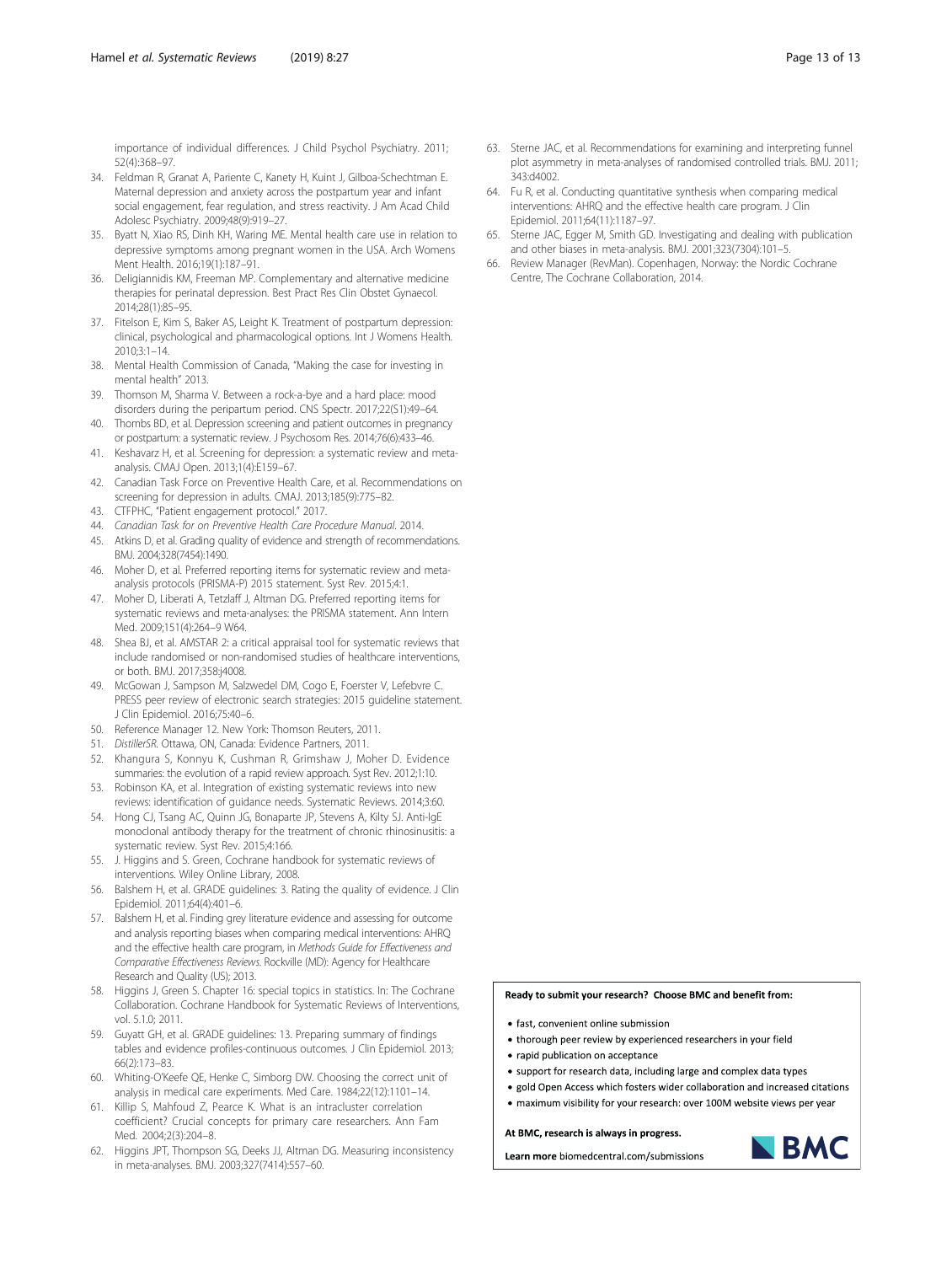importance of individual differences. J Child Psychol Psychiatry. 2011; 52(4):368–97.

34. Feldman R, Granat A, Pariente C, Kanety H, Kuint J, Gilboa-Schechtman E. Maternal depression and anxiety across the postpartum year and infant social engagement, fear regulation, and stress reactivity. J Am Acad Child Adolesc Psychiatry. 2009;48(9):919–27.
35. Byatt N, Xiao RS, Dinh KH, Waring ME. Mental health care use in relation to depressive symptoms among pregnant women in the USA. Arch Womens Ment Health. 2016;19(1):187–91.
36. Deligiannidis KM, Freeman MP. Complementary and alternative medicine therapies for perinatal depression. Best Pract Res Clin Obstet Gynaecol. 2014;28(1):85–95.
37. Fitelson E, Kim S, Baker AS, Leight K. Treatment of postpartum depression: clinical, psychological and pharmacological options. Int J Womens Health. 2010;3:1–14.
38. Mental Health Commission of Canada, "Making the case for investing in mental health" 2013.
39. Thomson M, Sharma V. Between a rock-a-bye and a hard place: mood disorders during the peripartum period. CNS Spectr. 2017;22(S1):49–64.
40. Thombs BD, et al. Depression screening and patient outcomes in pregnancy or postpartum: a systematic review. J Psychosom Res. 2014;76(6):433–46.
41. Keshavarz H, et al. Screening for depression: a systematic review and meta-analysis. CMAJ Open. 2013;1(4):E159–67.
42. Canadian Task Force on Preventive Health Care, et al. Recommendations on screening for depression in adults. CMAJ. 2013;185(9):775–82.
43. CTFPHC, "Patient engagement protocol." 2017.
44. *Canadian Task for on Preventive Health Care Procedure Manual*. 2014.
45. Atkins D, et al. Grading quality of evidence and strength of recommendations. BMJ. 2004;328(7454):1490.
46. Moher D, et al. Preferred reporting items for systematic review and meta-analysis protocols (PRISMA-P) 2015 statement. Syst Rev. 2015;4:1.
47. Moher D, Liberati A, Tetzlaff J, Altman DG. Preferred reporting items for systematic reviews and meta-analyses: the PRISMA statement. Ann Intern Med. 2009;151(4):264–9 W64.
48. Shea BJ, et al. AMSTAR 2: a critical appraisal tool for systematic reviews that include randomised or non-randomised studies of healthcare interventions, or both. BMJ. 2017;358:j4008.
49. McGowan J, Sampson M, Salzwedel DM, Cogo E, Foerster V, Lefebvre C. PRESS peer review of electronic search strategies: 2015 guideline statement. J Clin Epidemiol. 2016;75:40–6.
50. Reference Manager 12. New York: Thomson Reuters, 2011.
51. *DistillerSR*. Ottawa, ON, Canada: Evidence Partners, 2011.
52. Khangura S, Konnyu K, Cushman R, Grimshaw J, Moher D. Evidence summaries: the evolution of a rapid review approach. Syst Rev. 2012;1:10.
53. Robinson KA, et al. Integration of existing systematic reviews into new reviews: identification of guidance needs. Systematic Reviews. 2014;3:60.
54. Hong CJ, Tsang AC, Quinn JG, Bonaparte JP, Stevens A, Kilty SJ. Anti-IgE monoclonal antibody therapy for the treatment of chronic rhinosinusitis: a systematic review. Syst Rev. 2015;4:166.
55. J. Higgins and S. Green, Cochrane handbook for systematic reviews of interventions. Wiley Online Library, 2008.
56. Balshem H, et al. GRADE guidelines: 3. Rating the quality of evidence. J Clin Epidemiol. 2011;64(4):401–6.
57. Balshem H, et al. Finding grey literature evidence and assessing for outcome and analysis reporting biases when comparing medical interventions: AHRQ and the effective health care program, in *Methods Guide for Effectiveness and Comparative Effectiveness Reviews*. Rockville (MD): Agency for Healthcare Research and Quality (US); 2013.
58. Higgins J, Green S. Chapter 16: special topics in statistics. In: The Cochrane Collaboration. Cochrane Handbook for Systematic Reviews of Interventions, vol. 5.1.0; 2011.
59. Guyatt GH, et al. GRADE guidelines: 13. Preparing summary of findings tables and evidence profiles-continuous outcomes. J Clin Epidemiol. 2013; 66(2):173–83.
60. Whiting-O'Keefe QE, Henke C, Simborg DW. Choosing the correct unit of analysis in medical care experiments. Med Care. 1984;22(12):1101–14.
61. Killip S, Mahfoud Z, Pearce K. What is an intracluster correlation coefficient? Crucial concepts for primary care researchers. Ann Fam Med. 2004;2(3):204–8.
62. Higgins JPT, Thompson SG, Deeks JJ, Altman DG. Measuring inconsistency in meta-analyses. BMJ. 2003;327(7414):557–60.
63. Sterne JAC, et al. Recommendations for examining and interpreting funnel plot asymmetry in meta-analyses of randomised controlled trials. BMJ. 2011; 343:d4002.
64. Fu R, et al. Conducting quantitative synthesis when comparing medical interventions: AHRQ and the effective health care program. J Clin Epidemiol. 2011;64(11):1187–97.
65. Sterne JAC, Egger M, Smith GD. Investigating and dealing with publication and other biases in meta-analysis. BMJ. 2001;323(7304):101–5.
66. Review Manager (RevMan). Copenhagen, Norway: the Nordic Cochrane Centre, The Cochrane Collaboration, 2014.

**Ready to submit your research? Choose BMC and benefit from:**

- fast, convenient online submission
- thorough peer review by experienced researchers in your field
- rapid publication on acceptance
- support for research data, including large and complex data types
- gold Open Access which fosters wider collaboration and increased citations
- maximum visibility for your research: over 100M website views per year

**At BMC, research is always in progress.**

**Learn more** biomedcentral.com/submissions